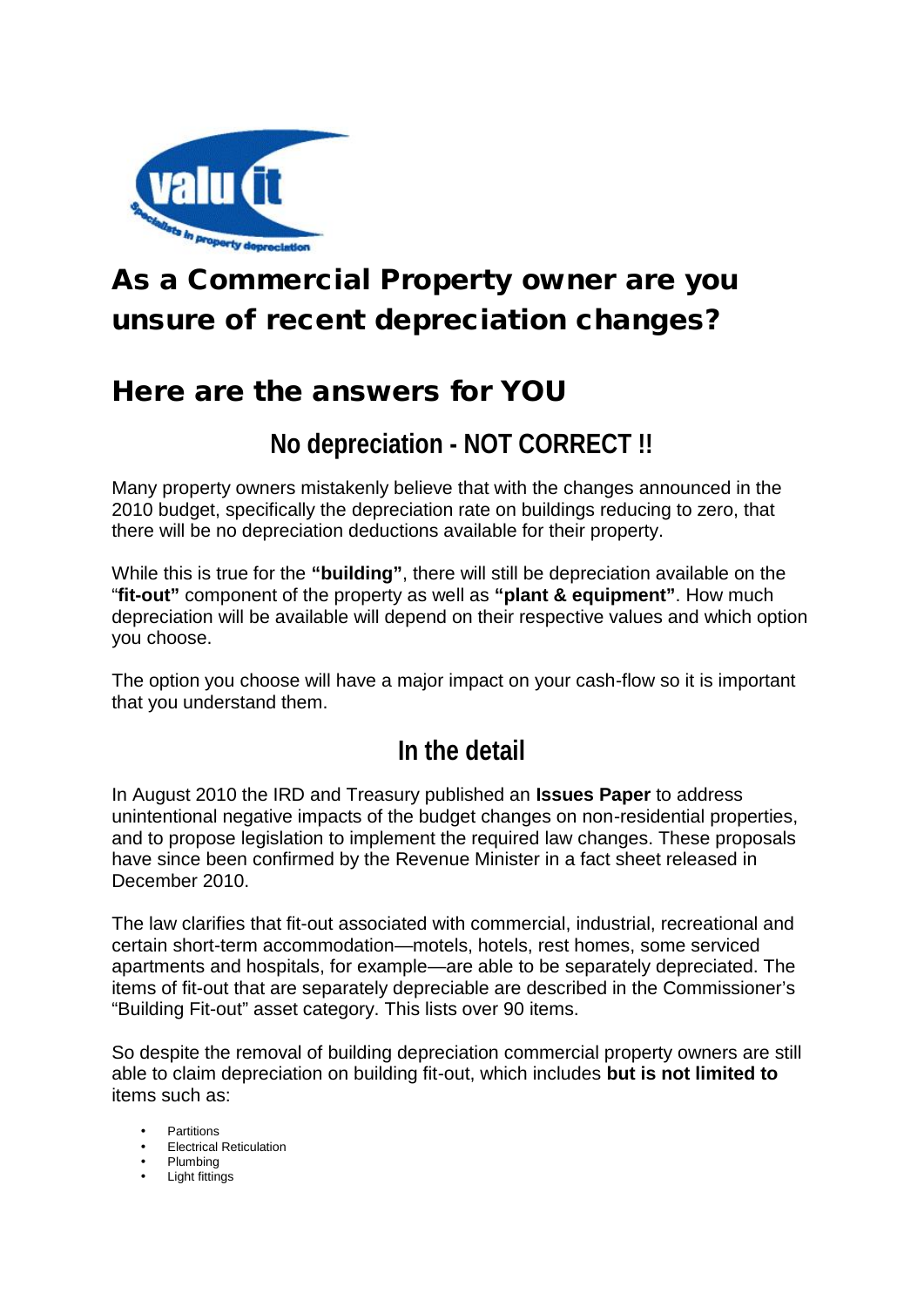# As a Commercial Property owner are you unsure of recent depreciation changes?

## Here are the answers for YOU

### No depreciation - NOT CORRECT !!

Many property owners mistakenly believe that with the changes announced in the 2010 budget, specifically the depreciation rate on buildings reducing to zero, that there will be no depreciation deductions available for their property.

While this is true for the **"building"**, there will still be depreciation available on the "**fit-out"** component of the property as well as **"plant & equipment"**. How much depreciation will be available will depend on their respective values and which option you choose.

The option you choose will have a major impact on your cash-flow so it is important that you understand them.

### In the detail

In August 2010 the IRD and Treasury published an **Issues Paper** to address unintentional negative impacts of the budget changes on non-residential properties, and to propose legislation to implement the required law changes. These proposals have since been confirmed by the Revenue Minister in a fact sheet released in December 2010.

The law clarifies that fit-out associated with commercial, industrial, recreational and certain short-term accommodation—motels, hotels, rest homes, some serviced apartments and hospitals, for example—are able to be separately depreciated. The items of fit-out that are separately depreciable are described in the Commissioner's "Building Fit-out" asset category. This lists over 90 items.

So despite the removal of building depreciation commercial property owners are still able to claim depreciation on building fit-out, which includes **but is not limited to** items such as:

- Partitions
- Electrical Reticulation
- Plumbing
- Light fittings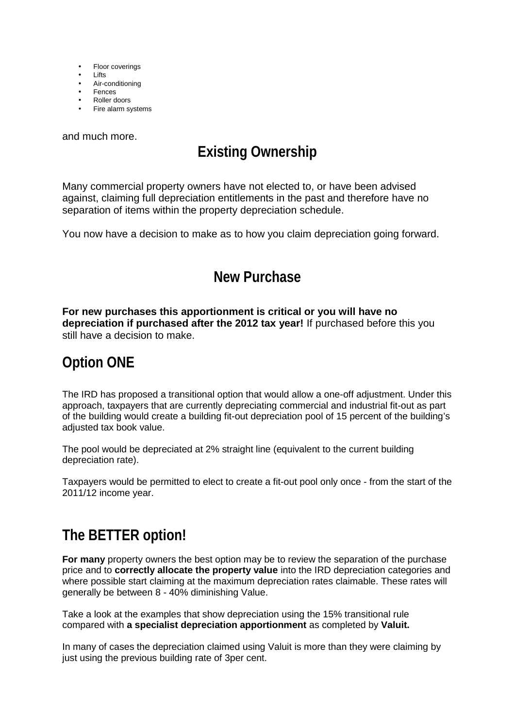- Floor coverings
- Lifts
- Air-conditioning
- Fences
- Roller doors
- Fire alarm systems

and much more.

## Existing Ownership

Many commercial property owners have not elected to, or have been advised against, claiming full depreciation entitlements in the past and therefore have no separation of items within the property depreciation schedule.

You now have a decision to make as to how you claim depreciation going forward.

## New Purchase

**For new purchases this apportionment is critical or you will have no depreciation if purchased after the 2012 tax year!** If purchased before this you still have a decision to make.

## Option ONE

The IRD has proposed a transitional option that would allow a one-off adjustment. Under this approach, taxpayers that are currently depreciating commercial and industrial fit-out as part of the building would create a building fit-out depreciation pool of 15 percent of the building's adjusted tax book value.

The pool would be depreciated at 2% straight line (equivalent to the current building depreciation rate).

Taxpayers would be permitted to elect to create a fit-out pool only once - from the start of the 2011/12 income year.

## The BETTER option!

**For many** property owners the best option may be to review the separation of the purchase price and to **correctly allocate the property value** into the IRD depreciation categories and where possible start claiming at the maximum depreciation rates claimable. These rates will generally be between 8 - 40% diminishing Value.

Take a look at the examples that show depreciation using the 15% transitional rule compared with **a specialist depreciation apportionment** as completed by **Valuit.**

In many of cases the depreciation claimed using Valuit is more than they were claiming by just using the previous building rate of 3per cent.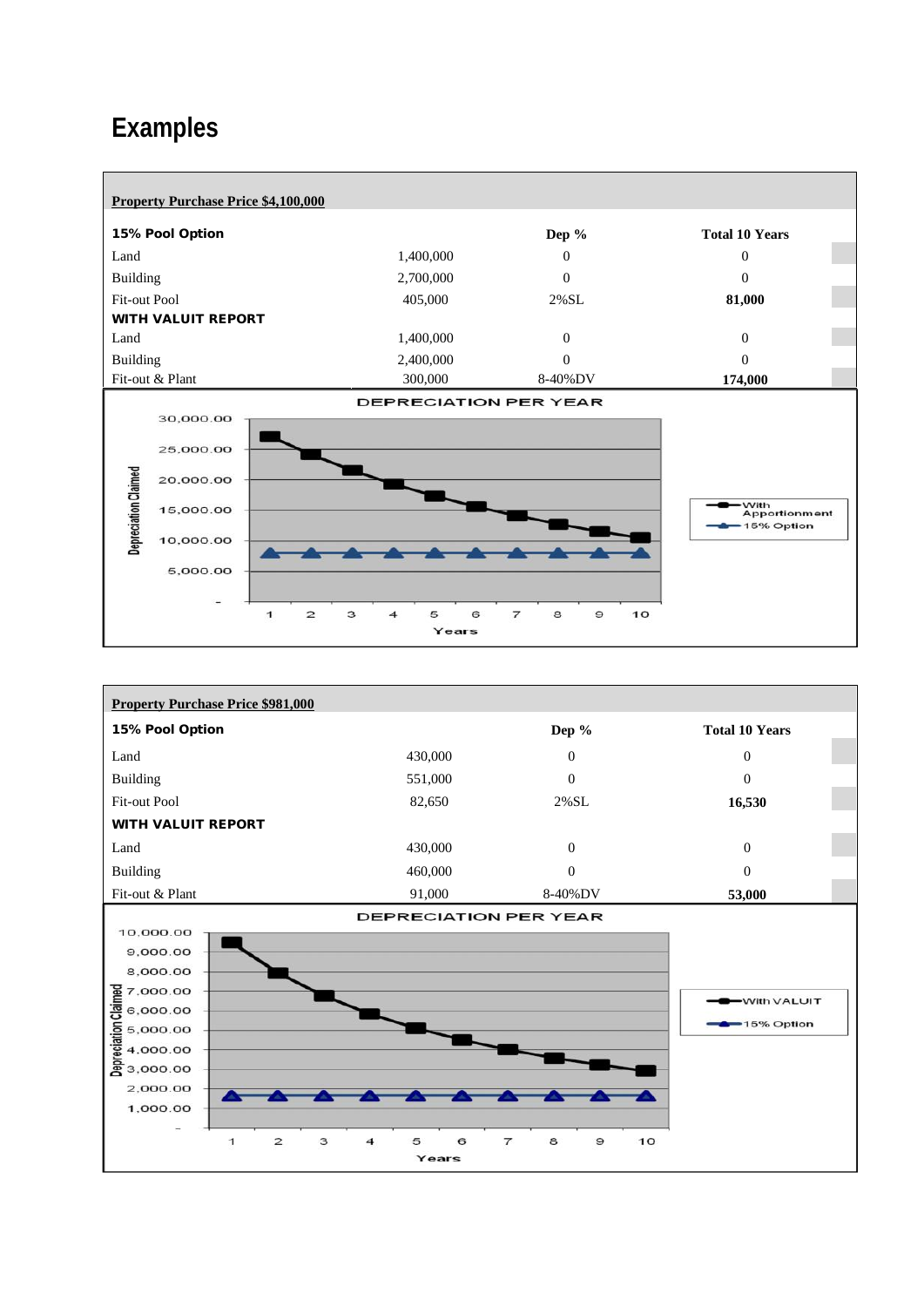# Examples

**Property Purchase Price $4,100,000**

| | | | |
|---|---|---|---|
| **15% Pool Option** | | **Dep %** | **Total 10 Years** |
| Land | 1,400,000 | 0 | 0 |
| Building | 2,700,000 | 0 | 0 |
| Fit-out Pool | 405,000 | 2%SL | **81,000** |
| **WITH VALUIT REPORT** | | | |
| Land | 1,400,000 | 0 | 0 |
| Building | 2,400,000 | 0 | 0 |
| Fit-out & Plant | 300,000 | 8-40%DV | **174,000** |

DEPRECIATION PER YEAR

Depreciation Claimed

30,000.00
25,000.00
20,000.00
15,000.00
10,000.00
5,000.00
-

1 2 3 4 5 6 7 8 9 10

Years

With Apportionment
15% Option

**Property Purchase Price $981,000**

| | | | |
|---|---|---|---|
| **15% Pool Option** | | **Dep %** | **Total 10 Years** |
| Land | 430,000 | 0 | 0 |
| Building | 551,000 | 0 | 0 |
| Fit-out Pool | 82,650 | 2%SL | **16,530** |
| **WITH VALUIT REPORT** | | | |
| Land | 430,000 | 0 | 0 |
| Building | 460,000 | 0 | 0 |
| Fit-out & Plant | 91,000 | 8-40%DV | **53,000** |

DEPRECIATION PER YEAR

Depreciation Claimed

10,000.00
9,000.00
8,000.00
7,000.00
6,000.00
5,000.00
4,000.00
3,000.00
2,000.00
1,000.00
-

1 2 3 4 5 6 7 8 9 10

Years

With VALUIT
15% Option